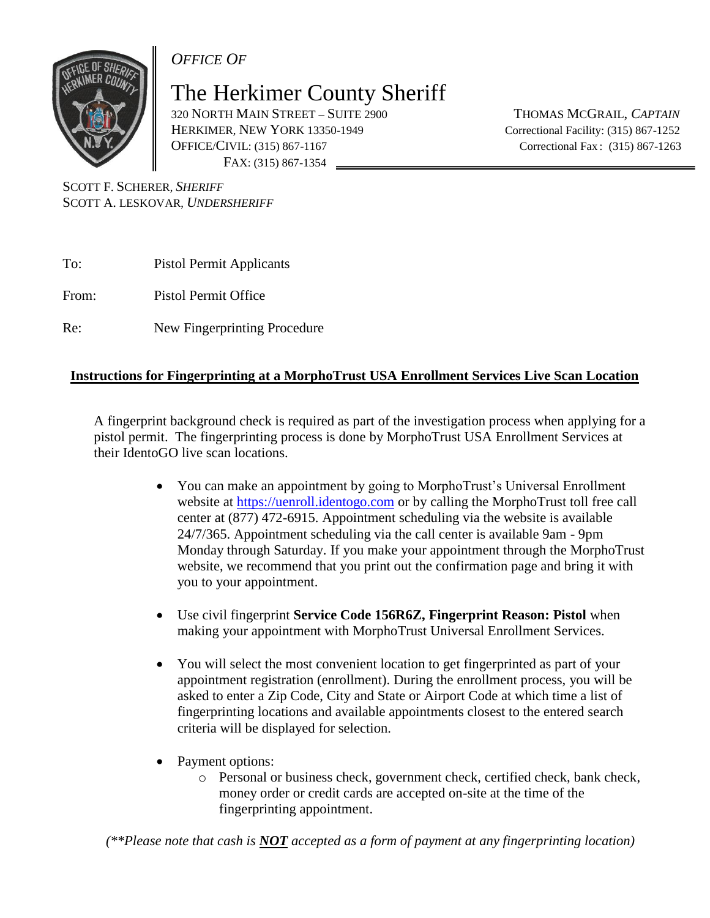*OFFICE OF*

# The Herkimer County Sheriff

320 NORTH MAIN STREET – SUITE 2900
HERKIMER, NEW YORK 13350-1949
OFFICE/CIVIL: (315) 867-1167
FAX: (315) 867-1354

THOMAS MCGRAIL, *CAPTAIN*
Correctional Facility: (315) 867-1252
Correctional Fax: (315) 867-1263

SCOTT F. SCHERER, *SHERIFF*
SCOTT A. LESKOVAR, *UNDERSHERIFF*

To: Pistol Permit Applicants

From: Pistol Permit Office

Re: New Fingerprinting Procedure

## Instructions for Fingerprinting at a MorphoTrust USA Enrollment Services Live Scan Location

A fingerprint background check is required as part of the investigation process when applying for a pistol permit. The fingerprinting process is done by MorphoTrust USA Enrollment Services at their IdentoGO live scan locations.

- You can make an appointment by going to MorphoTrust's Universal Enrollment website at https://uenroll.identogo.com or by calling the MorphoTrust toll free call center at (877) 472-6915. Appointment scheduling via the website is available 24/7/365. Appointment scheduling via the call center is available 9am - 9pm Monday through Saturday. If you make your appointment through the MorphoTrust website, we recommend that you print out the confirmation page and bring it with you to your appointment.

- Use civil fingerprint **Service Code 156R6Z, Fingerprint Reason: Pistol** when making your appointment with MorphoTrust Universal Enrollment Services.

- You will select the most convenient location to get fingerprinted as part of your appointment registration (enrollment). During the enrollment process, you will be asked to enter a Zip Code, City and State or Airport Code at which time a list of fingerprinting locations and available appointments closest to the entered search criteria will be displayed for selection.

- Payment options:
  - Personal or business check, government check, certified check, bank check, money order or credit cards are accepted on-site at the time of the fingerprinting appointment.

*(**Please note that cash is **<u>NOT</u>** accepted as a form of payment at any fingerprinting location)*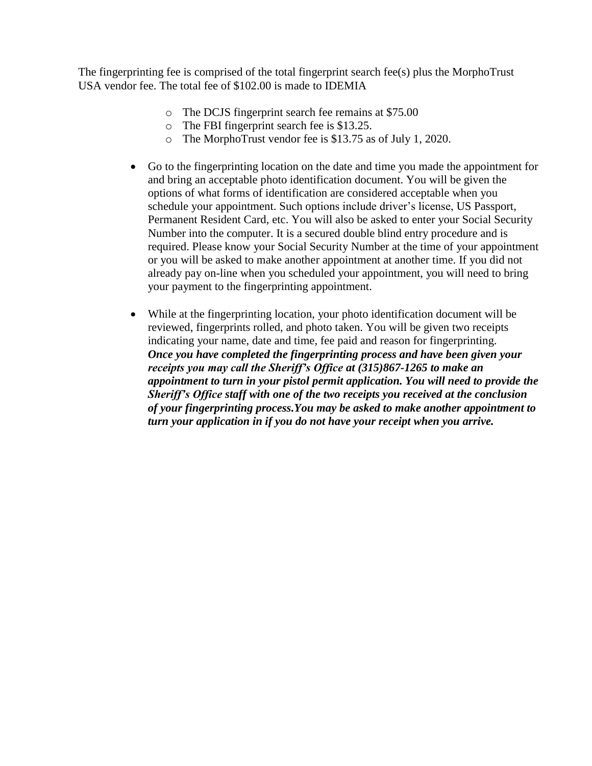The fingerprinting fee is comprised of the total fingerprint search fee(s) plus the MorphoTrust USA vendor fee. The total fee of $102.00 is made to IDEMIA

- The DCJS fingerprint search fee remains at $75.00
- The FBI fingerprint search fee is $13.25.
- The MorphoTrust vendor fee is $13.75 as of July 1, 2020.

- Go to the fingerprinting location on the date and time you made the appointment for and bring an acceptable photo identification document. You will be given the options of what forms of identification are considered acceptable when you schedule your appointment. Such options include driver's license, US Passport, Permanent Resident Card, etc. You will also be asked to enter your Social Security Number into the computer. It is a secured double blind entry procedure and is required. Please know your Social Security Number at the time of your appointment or you will be asked to make another appointment at another time. If you did not already pay on-line when you scheduled your appointment, you will need to bring your payment to the fingerprinting appointment.

- While at the fingerprinting location, your photo identification document will be reviewed, fingerprints rolled, and photo taken. You will be given two receipts indicating your name, date and time, fee paid and reason for fingerprinting. ***Once you have completed the fingerprinting process and have been given your receipts you may call the Sheriff's Office at (315)867-1265 to make an appointment to turn in your pistol permit application. You will need to provide the Sheriff's Office staff with one of the two receipts you received at the conclusion of your fingerprinting process.You may be asked to make another appointment to turn your application in if you do not have your receipt when you arrive.***